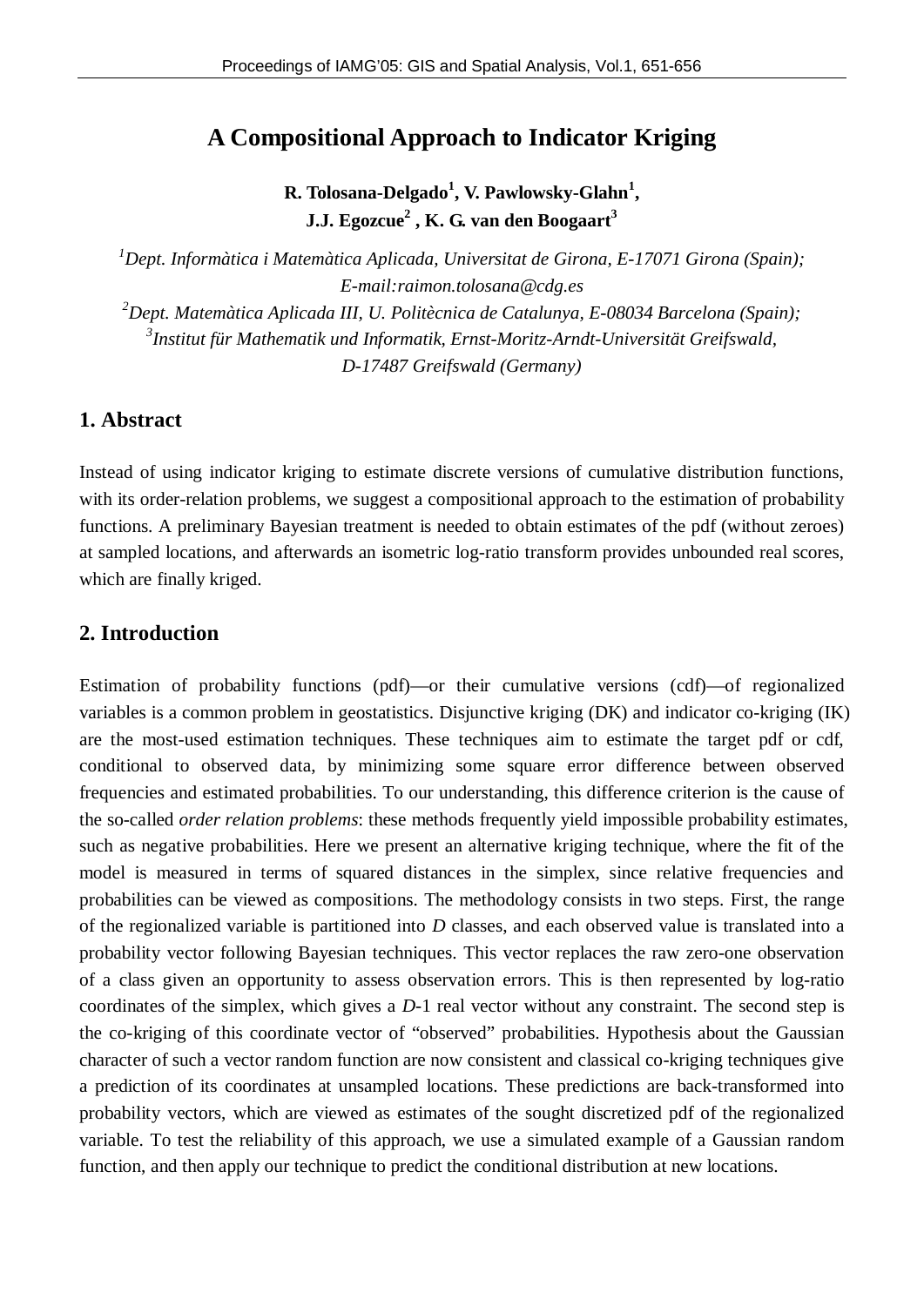# A Compositional Approach to Indicator Kriging

**R. Tolosana-Delgado[1], V. Pawlowsky-Glahn[1], J.J. Egozcue[2], K. G. van den Boogaart[3]**

[1]*Dept. Informàtica i Matemàtica Aplicada, Universitat de Girona, E-17071 Girona (Spain); E-mail:raimon.tolosana@cdg.es*

[2]*Dept. Matemàtica Aplicada III, U. Politècnica de Catalunya, E-08034 Barcelona (Spain);*

[3]*Institut für Mathematik und Informatik, Ernst-Moritz-Arndt-Universität Greifswald, D-17487 Greifswald (Germany)*

## 1. Abstract

Instead of using indicator kriging to estimate discrete versions of cumulative distribution functions, with its order-relation problems, we suggest a compositional approach to the estimation of probability functions. A preliminary Bayesian treatment is needed to obtain estimates of the pdf (without zeroes) at sampled locations, and afterwards an isometric log-ratio transform provides unbounded real scores, which are finally kriged.

## 2. Introduction

Estimation of probability functions (pdf)—or their cumulative versions (cdf)—of regionalized variables is a common problem in geostatistics. Disjunctive kriging (DK) and indicator co-kriging (IK) are the most-used estimation techniques. These techniques aim to estimate the target pdf or cdf, conditional to observed data, by minimizing some square error difference between observed frequencies and estimated probabilities. To our understanding, this difference criterion is the cause of the so-called *order relation problems*: these methods frequently yield impossible probability estimates, such as negative probabilities. Here we present an alternative kriging technique, where the fit of the model is measured in terms of squared distances in the simplex, since relative frequencies and probabilities can be viewed as compositions. The methodology consists in two steps. First, the range of the regionalized variable is partitioned into $D$ classes, and each observed value is translated into a probability vector following Bayesian techniques. This vector replaces the raw zero-one observation of a class given an opportunity to assess observation errors. This is then represented by log-ratio coordinates of the simplex, which gives a $D$-1 real vector without any constraint. The second step is the co-kriging of this coordinate vector of "observed" probabilities. Hypothesis about the Gaussian character of such a vector random function are now consistent and classical co-kriging techniques give a prediction of its coordinates at unsampled locations. These predictions are back-transformed into probability vectors, which are viewed as estimates of the sought discretized pdf of the regionalized variable. To test the reliability of this approach, we use a simulated example of a Gaussian random function, and then apply our technique to predict the conditional distribution at new locations.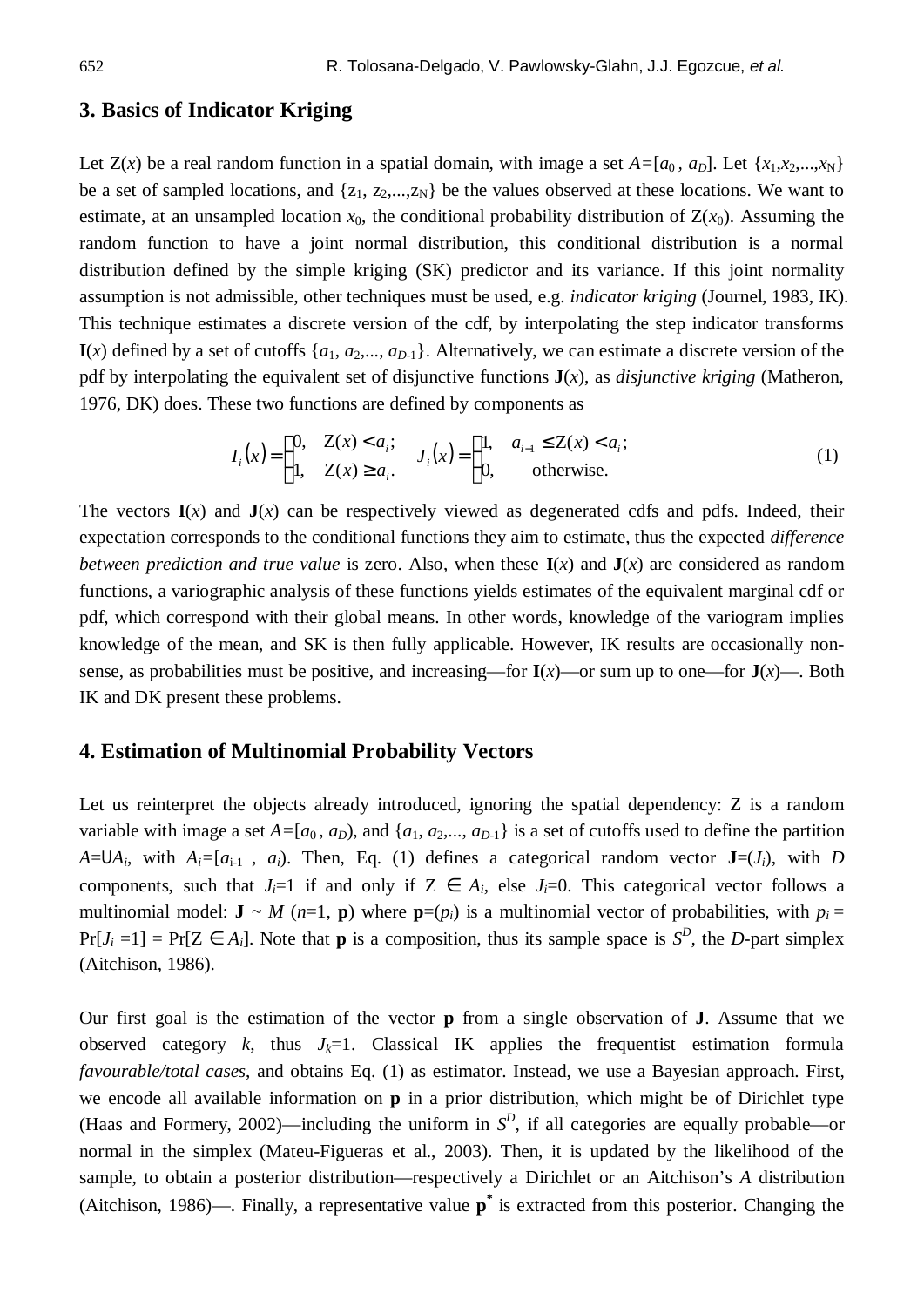## 3. Basics of Indicator Kriging

Let $Z(x)$ be a real random function in a spatial domain, with image a set $A=[a_0, a_D]$. Let $\{x_1, x_2, ..., x_N\}$ be a set of sampled locations, and $\{z_1, z_2, ..., z_N\}$ be the values observed at these locations. We want to estimate, at an unsampled location $x_0$, the conditional probability distribution of $Z(x_0)$. Assuming the random function to have a joint normal distribution, this conditional distribution is a normal distribution defined by the simple kriging (SK) predictor and its variance. If this joint normality assumption is not admissible, other techniques must be used, e.g. *indicator kriging* (Journel, 1983, IK). This technique estimates a discrete version of the cdf, by interpolating the step indicator transforms $\mathbf{I}(x)$ defined by a set of cutoffs $\{a_1, a_2, ..., a_{D-1}\}$. Alternatively, we can estimate a discrete version of the pdf by interpolating the equivalent set of disjunctive functions $\mathbf{J}(x)$, as *disjunctive kriging* (Matheron, 1976, DK) does. These two functions are defined by components as

$$I_i(x) = \begin{cases} 0, & Z(x) < a_i; \\ 1, & Z(x) \geq a_i. \end{cases} \quad J_i(x) = \begin{cases} 1, & a_{i-1} \leq Z(x) < a_i; \\ 0, & \text{otherwise.} \end{cases} \tag{1}$$

The vectors $\mathbf{I}(x)$ and $\mathbf{J}(x)$ can be respectively viewed as degenerated cdfs and pdfs. Indeed, their expectation corresponds to the conditional functions they aim to estimate, thus the expected *difference between prediction and true value* is zero. Also, when these $\mathbf{I}(x)$ and $\mathbf{J}(x)$ are considered as random functions, a variographic analysis of these functions yields estimates of the equivalent marginal cdf or pdf, which correspond with their global means. In other words, knowledge of the variogram implies knowledge of the mean, and SK is then fully applicable. However, IK results are occasionally nonsense, as probabilities must be positive, and increasing—for $\mathbf{I}(x)$—or sum up to one—for $\mathbf{J}(x)$—. Both IK and DK present these problems.

## 4. Estimation of Multinomial Probability Vectors

Let us reinterpret the objects already introduced, ignoring the spatial dependency: Z is a random variable with image a set $A=[a_0, a_D)$, and $\{a_1, a_2, ..., a_{D-1}\}$ is a set of cutoffs used to define the partition $A=\cup A_i$, with $A_i=[a_{i-1}, a_i)$. Then, Eq. (1) defines a categorical random vector $\mathbf{J}=(J_i)$, with $D$ components, such that $J_i=1$ if and only if $Z \in A_i$, else $J_i=0$. This categorical vector follows a multinomial model: $\mathbf{J} \sim M(n=1, \mathbf{p})$ where $\mathbf{p}=(p_i)$ is a multinomial vector of probabilities, with $p_i = \Pr[J_i = 1] = \Pr[Z \in A_i]$. Note that $\mathbf{p}$ is a composition, thus its sample space is $S^D$, the $D$-part simplex (Aitchison, 1986).

Our first goal is the estimation of the vector $\mathbf{p}$ from a single observation of $\mathbf{J}$. Assume that we observed category $k$, thus $J_k=1$. Classical IK applies the frequentist estimation formula *favourable/total cases*, and obtains Eq. (1) as estimator. Instead, we use a Bayesian approach. First, we encode all available information on $\mathbf{p}$ in a prior distribution, which might be of Dirichlet type (Haas and Formery, 2002)—including the uniform in $S^D$, if all categories are equally probable—or normal in the simplex (Mateu-Figueras et al., 2003). Then, it is updated by the likelihood of the sample, to obtain a posterior distribution—respectively a Dirichlet or an Aitchison's *A* distribution (Aitchison, 1986)—. Finally, a representative value $\mathbf{p}^*$ is extracted from this posterior. Changing the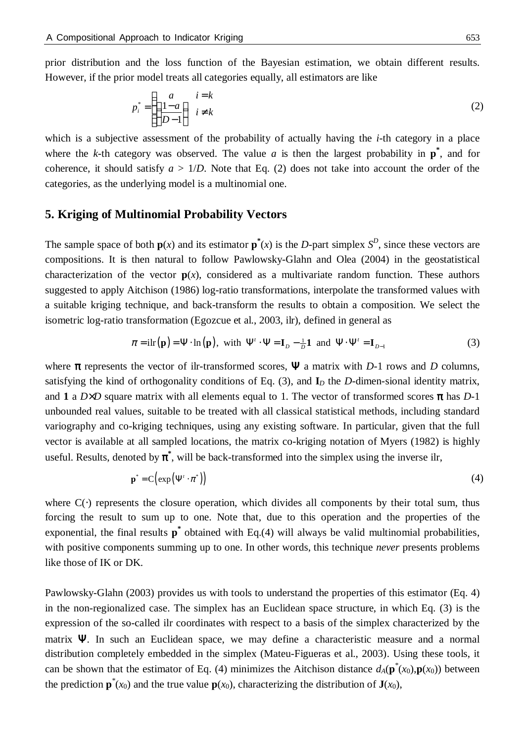prior distribution and the loss function of the Bayesian estimation, we obtain different results. However, if the prior model treats all categories equally, all estimators are like

$$p_i^* = \begin{cases} a & i = k \\ \dfrac{1-a}{D-1} & i \neq k \end{cases} \tag{2}$$

which is a subjective assessment of the probability of actually having the $i$-th category in a place where the $k$-th category was observed. The value $a$ is then the largest probability in $\mathbf{p}^*$, and for coherence, it should satisfy $a > 1/D$. Note that Eq. (2) does not take into account the order of the categories, as the underlying model is a multinomial one.

## 5. Kriging of Multinomial Probability Vectors

The sample space of both $\mathbf{p}(x)$ and its estimator $\mathbf{p}^*(x)$ is the $D$-part simplex $S^D$, since these vectors are compositions. It is then natural to follow Pawlowsky-Glahn and Olea (2004) in the geostatistical characterization of the vector $\mathbf{p}(x)$, considered as a multivariate random function. These authors suggested to apply Aitchison (1986) log-ratio transformations, interpolate the transformed values with a suitable kriging technique, and back-transform the results to obtain a composition. We select the isometric log-ratio transformation (Egozcue et al., 2003, ilr), defined in general as

$$\pi = \mathrm{ilr}(\mathbf{p}) = \Psi \cdot \ln(\mathbf{p}), \text{ with } \Psi^t \cdot \Psi = \mathbf{I}_D - \tfrac{1}{D}\mathbf{1} \text{ and } \Psi \cdot \Psi^t = \mathbf{I}_{D-1} \tag{3}$$

where $\pi$ represents the vector of ilr-transformed scores, $\Psi$ a matrix with $D$-1 rows and $D$ columns, satisfying the kind of orthogonality conditions of Eq. (3), and $\mathbf{I}_D$ the $D$-dimen-sional identity matrix, and $\mathbf{1}$ a $D\times D$ square matrix with all elements equal to 1. The vector of transformed scores $\pi$ has $D$-1 unbounded real values, suitable to be treated with all classical statistical methods, including standard variography and co-kriging techniques, using any existing software. In particular, given that the full vector is available at all sampled locations, the matrix co-kriging notation of Myers (1982) is highly useful. Results, denoted by $\pi^*$, will be back-transformed into the simplex using the inverse ilr,

$$\mathbf{p}^* = \mathrm{C}\left(\exp\left(\Psi^t \cdot \pi^*\right)\right) \tag{4}$$

where $\mathrm{C}(\cdot)$ represents the closure operation, which divides all components by their total sum, thus forcing the result to sum up to one. Note that, due to this operation and the properties of the exponential, the final results $\mathbf{p}^*$ obtained with Eq.(4) will always be valid multinomial probabilities, with positive components summing up to one. In other words, this technique *never* presents problems like those of IK or DK.

Pawlowsky-Glahn (2003) provides us with tools to understand the properties of this estimator (Eq. 4) in the non-regionalized case. The simplex has an Euclidean space structure, in which Eq. (3) is the expression of the so-called ilr coordinates with respect to a basis of the simplex characterized by the matrix $\Psi$. In such an Euclidean space, we may define a characteristic measure and a normal distribution completely embedded in the simplex (Mateu-Figueras et al., 2003). Using these tools, it can be shown that the estimator of Eq. (4) minimizes the Aitchison distance $d_A(\mathbf{p}^*(x_0),\mathbf{p}(x_0))$ between the prediction $\mathbf{p}^*(x_0)$ and the true value $\mathbf{p}(x_0)$, characterizing the distribution of $\mathbf{J}(x_0)$,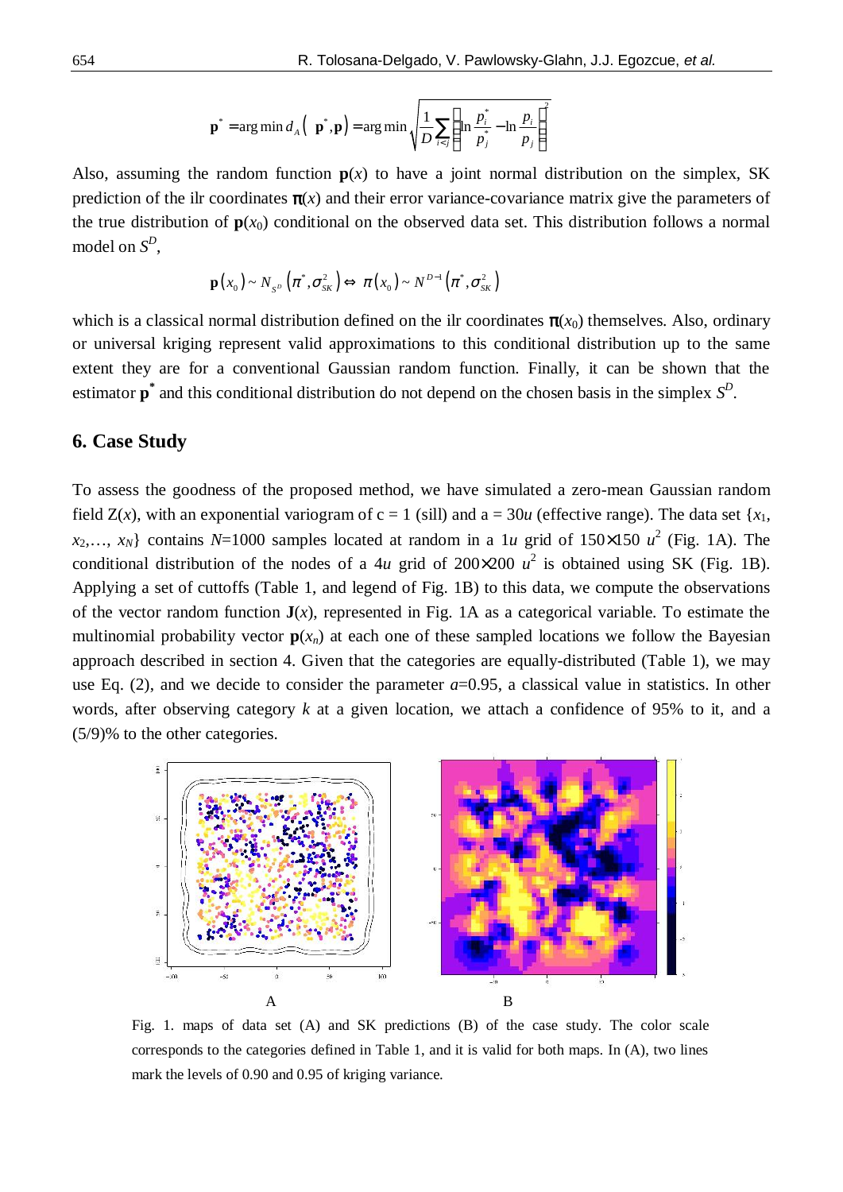$$\mathbf{p}^* = \arg\min d_A\left(\mathbf{p}^*, \mathbf{p}\right) = \arg\min \sqrt{\frac{1}{D}\sum_{i<j}\left(\ln\frac{p_i^*}{p_j^*} - \ln\frac{p_i}{p_j}\right)^2}$$

Also, assuming the random function $\mathbf{p}(x)$ to have a joint normal distribution on the simplex, SK prediction of the ilr coordinates $\pi(x)$ and their error variance-covariance matrix give the parameters of the true distribution of $\mathbf{p}(x_0)$ conditional on the observed data set. This distribution follows a normal model on $S^D$,

$$\mathbf{p}\left(x_0\right) \sim N_{S^D}\left(\pi^*, \sigma_{SK}^2\right) \Leftrightarrow \pi\left(x_0\right) \sim N^{D-1}\left(\pi^*, \sigma_{SK}^2\right)$$

which is a classical normal distribution defined on the ilr coordinates $\pi(x_0)$ themselves. Also, ordinary or universal kriging represent valid approximations to this conditional distribution up to the same extent they are for a conventional Gaussian random function. Finally, it can be shown that the estimator $\mathbf{p}^*$ and this conditional distribution do not depend on the chosen basis in the simplex $S^D$.

## 6. Case Study

To assess the goodness of the proposed method, we have simulated a zero-mean Gaussian random field $Z(x)$, with an exponential variogram of $c = 1$ (sill) and $a = 30u$ (effective range). The data set $\{x_1, x_2, \ldots, x_N\}$ contains $N$=1000 samples located at random in a $1u$ grid of $150\times150$ $u^2$ (Fig. 1A). The conditional distribution of the nodes of a $4u$ grid of $200\times200$ $u^2$ is obtained using SK (Fig. 1B). Applying a set of cuttoffs (Table 1, and legend of Fig. 1B) to this data, we compute the observations of the vector random function $\mathbf{J}(x)$, represented in Fig. 1A as a categorical variable. To estimate the multinomial probability vector $\mathbf{p}(x_n)$ at each one of these sampled locations we follow the Bayesian approach described in section 4. Given that the categories are equally-distributed (Table 1), we may use Eq. (2), and we decide to consider the parameter $a$=0.95, a classical value in statistics. In other words, after observing category $k$ at a given location, we attach a confidence of 95% to it, and a (5/9)% to the other categories.

A B

Fig. 1. maps of data set (A) and SK predictions (B) of the case study. The color scale corresponds to the categories defined in Table 1, and it is valid for both maps. In (A), two lines mark the levels of 0.90 and 0.95 of kriging variance.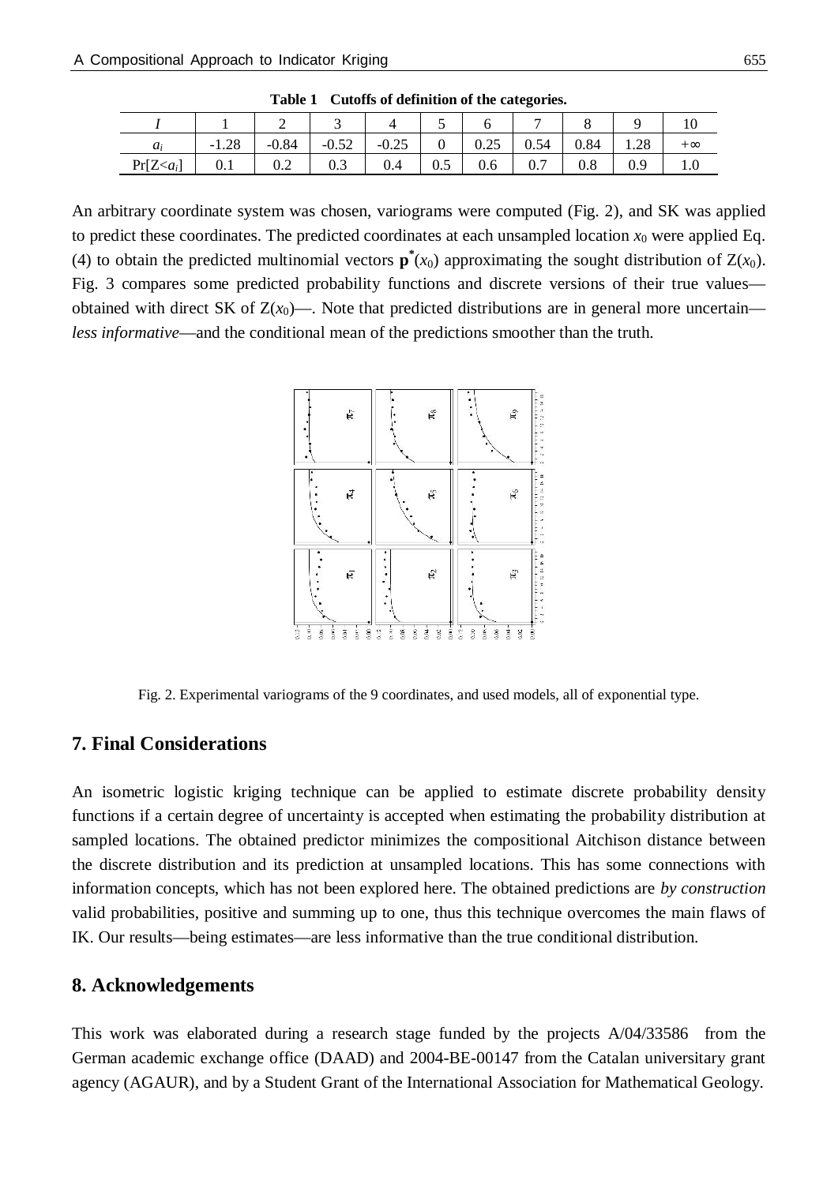**Table 1 Cutoffs of definition of the categories.**

| $I$ | 1 | 2 | 3 | 4 | 5 | 6 | 7 | 8 | 9 | 10 |
|---|---|---|---|---|---|---|---|---|---|---|
| $a_i$ | -1.28 | -0.84 | -0.52 | -0.25 | 0 | 0.25 | 0.54 | 0.84 | 1.28 | $+\infty$ |
| $\Pr[Z<a_i]$ | 0.1 | 0.2 | 0.3 | 0.4 | 0.5 | 0.6 | 0.7 | 0.8 | 0.9 | 1.0 |

An arbitrary coordinate system was chosen, variograms were computed (Fig. 2), and SK was applied to predict these coordinates. The predicted coordinates at each unsampled location $x_0$ were applied Eq. (4) to obtain the predicted multinomial vectors $\mathbf{p}^*(x_0)$ approximating the sought distribution of $Z(x_0)$. Fig. 3 compares some predicted probability functions and discrete versions of their true values—obtained with direct SK of $Z(x_0)$—. Note that predicted distributions are in general more uncertain—*less informative*—and the conditional mean of the predictions smoother than the truth.

Fig. 2. Experimental variograms of the 9 coordinates, and used models, all of exponential type.

## 7. Final Considerations

An isometric logistic kriging technique can be applied to estimate discrete probability density functions if a certain degree of uncertainty is accepted when estimating the probability distribution at sampled locations. The obtained predictor minimizes the compositional Aitchison distance between the discrete distribution and its prediction at unsampled locations. This has some connections with information concepts, which has not been explored here. The obtained predictions are *by construction* valid probabilities, positive and summing up to one, thus this technique overcomes the main flaws of IK. Our results—being estimates—are less informative than the true conditional distribution.

## 8. Acknowledgements

This work was elaborated during a research stage funded by the projects A/04/33586 from the German academic exchange office (DAAD) and 2004-BE-00147 from the Catalan universitary grant agency (AGAUR), and by a Student Grant of the International Association for Mathematical Geology.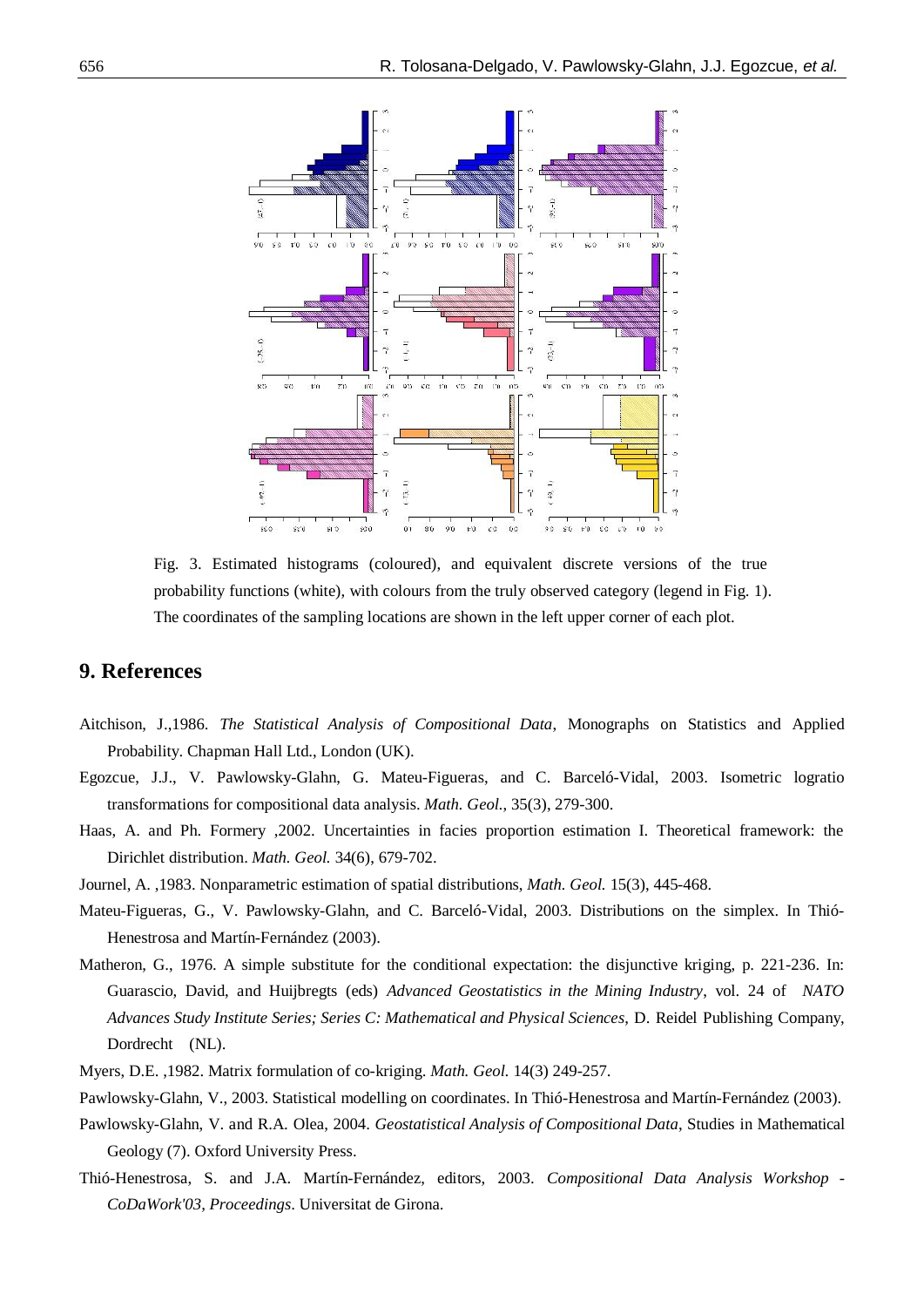Fig. 3. Estimated histograms (coloured), and equivalent discrete versions of the true probability functions (white), with colours from the truly observed category (legend in Fig. 1). The coordinates of the sampling locations are shown in the left upper corner of each plot.

## 9. References

Aitchison, J.,1986. *The Statistical Analysis of Compositional Data*, Monographs on Statistics and Applied Probability. Chapman Hall Ltd., London (UK).

Egozcue, J.J., V. Pawlowsky-Glahn, G. Mateu-Figueras, and C. Barceló-Vidal, 2003. Isometric logratio transformations for compositional data analysis. *Math. Geol.*, 35(3), 279-300.

Haas, A. and Ph. Formery ,2002. Uncertainties in facies proportion estimation I. Theoretical framework: the Dirichlet distribution. *Math. Geol.* 34(6), 679-702.

Journel, A. ,1983. Nonparametric estimation of spatial distributions, *Math. Geol.* 15(3), 445-468.

Mateu-Figueras, G., V. Pawlowsky-Glahn, and C. Barceló-Vidal, 2003. Distributions on the simplex. In Thió-Henestrosa and Martín-Fernández (2003).

Matheron, G., 1976. A simple substitute for the conditional expectation: the disjunctive kriging, p. 221-236. In: Guarascio, David, and Huijbregts (eds) *Advanced Geostatistics in the Mining Industry*, vol. 24 of *NATO Advances Study Institute Series; Series C: Mathematical and Physical Sciences*, D. Reidel Publishing Company, Dordrecht (NL).

Myers, D.E. ,1982. Matrix formulation of co-kriging. *Math. Geol.* 14(3) 249-257.

Pawlowsky-Glahn, V., 2003. Statistical modelling on coordinates. In Thió-Henestrosa and Martín-Fernández (2003).

Pawlowsky-Glahn, V. and R.A. Olea, 2004. *Geostatistical Analysis of Compositional Data*, Studies in Mathematical Geology (7). Oxford University Press.

Thió-Henestrosa, S. and J.A. Martín-Fernández, editors, 2003. *Compositional Data Analysis Workshop - CoDaWork'03, Proceedings*. Universitat de Girona.